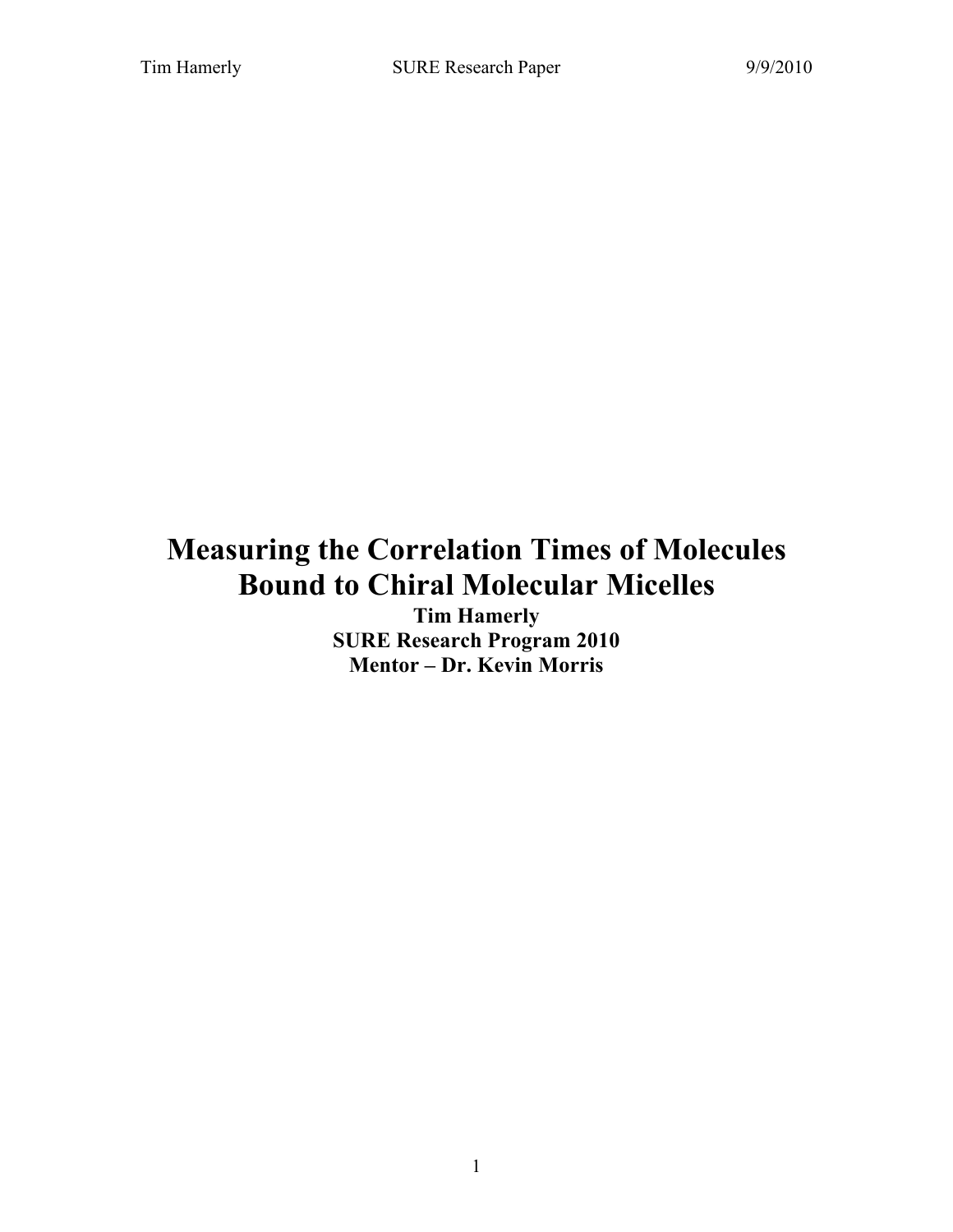# Measuring the Correlation Times of Molecules Bound to Chiral Molecular Micelles

**Tim Hamerly**
**SURE Research Program 2010**
**Mentor – Dr. Kevin Morris**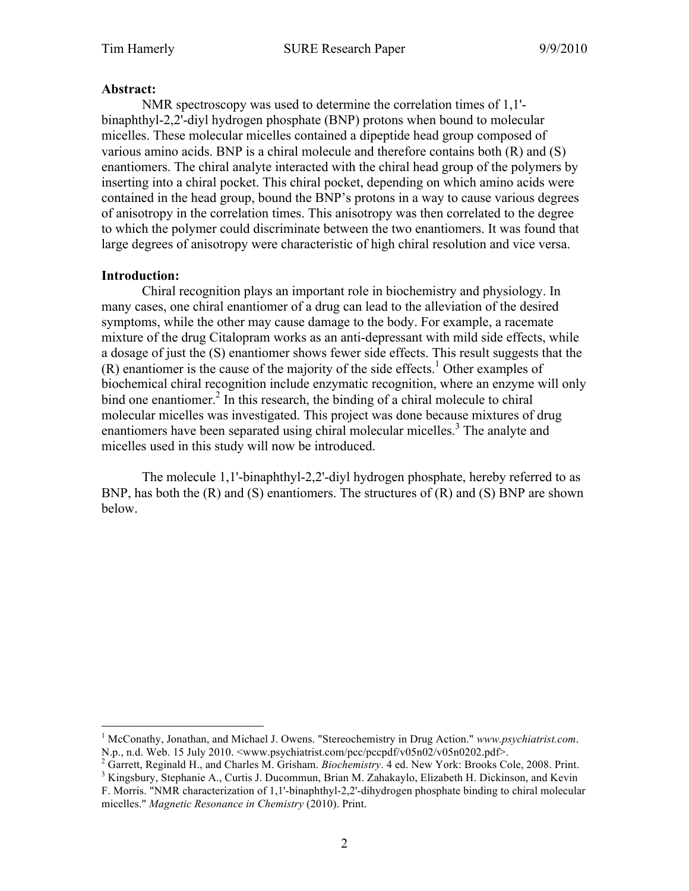**Abstract:**

NMR spectroscopy was used to determine the correlation times of 1,1'-binaphthyl-2,2'-diyl hydrogen phosphate (BNP) protons when bound to molecular micelles. These molecular micelles contained a dipeptide head group composed of various amino acids. BNP is a chiral molecule and therefore contains both (R) and (S) enantiomers. The chiral analyte interacted with the chiral head group of the polymers by inserting into a chiral pocket. This chiral pocket, depending on which amino acids were contained in the head group, bound the BNP's protons in a way to cause various degrees of anisotropy in the correlation times. This anisotropy was then correlated to the degree to which the polymer could discriminate between the two enantiomers. It was found that large degrees of anisotropy were characteristic of high chiral resolution and vice versa.

**Introduction:**

Chiral recognition plays an important role in biochemistry and physiology. In many cases, one chiral enantiomer of a drug can lead to the alleviation of the desired symptoms, while the other may cause damage to the body. For example, a racemate mixture of the drug Citalopram works as an anti-depressant with mild side effects, while a dosage of just the (S) enantiomer shows fewer side effects. This result suggests that the (R) enantiomer is the cause of the majority of the side effects.[1] Other examples of biochemical chiral recognition include enzymatic recognition, where an enzyme will only bind one enantiomer.[2] In this research, the binding of a chiral molecule to chiral molecular micelles was investigated. This project was done because mixtures of drug enantiomers have been separated using chiral molecular micelles.[3] The analyte and micelles used in this study will now be introduced.

The molecule 1,1'-binaphthyl-2,2'-diyl hydrogen phosphate, hereby referred to as BNP, has both the (R) and (S) enantiomers. The structures of (R) and (S) BNP are shown below.

---

[1] McConathy, Jonathan, and Michael J. Owens. "Stereochemistry in Drug Action." *www.psychiatrist.com*. N.p., n.d. Web. 15 July 2010. <www.psychiatrist.com/pcc/pccpdf/v05n02/v05n0202.pdf>.

[2] Garrett, Reginald H., and Charles M. Grisham. *Biochemistry*. 4 ed. New York: Brooks Cole, 2008. Print.

[3] Kingsbury, Stephanie A., Curtis J. Ducommun, Brian M. Zahakaylo, Elizabeth H. Dickinson, and Kevin F. Morris. "NMR characterization of 1,1'-binaphthyl-2,2'-dihydrogen phosphate binding to chiral molecular micelles." *Magnetic Resonance in Chemistry* (2010). Print.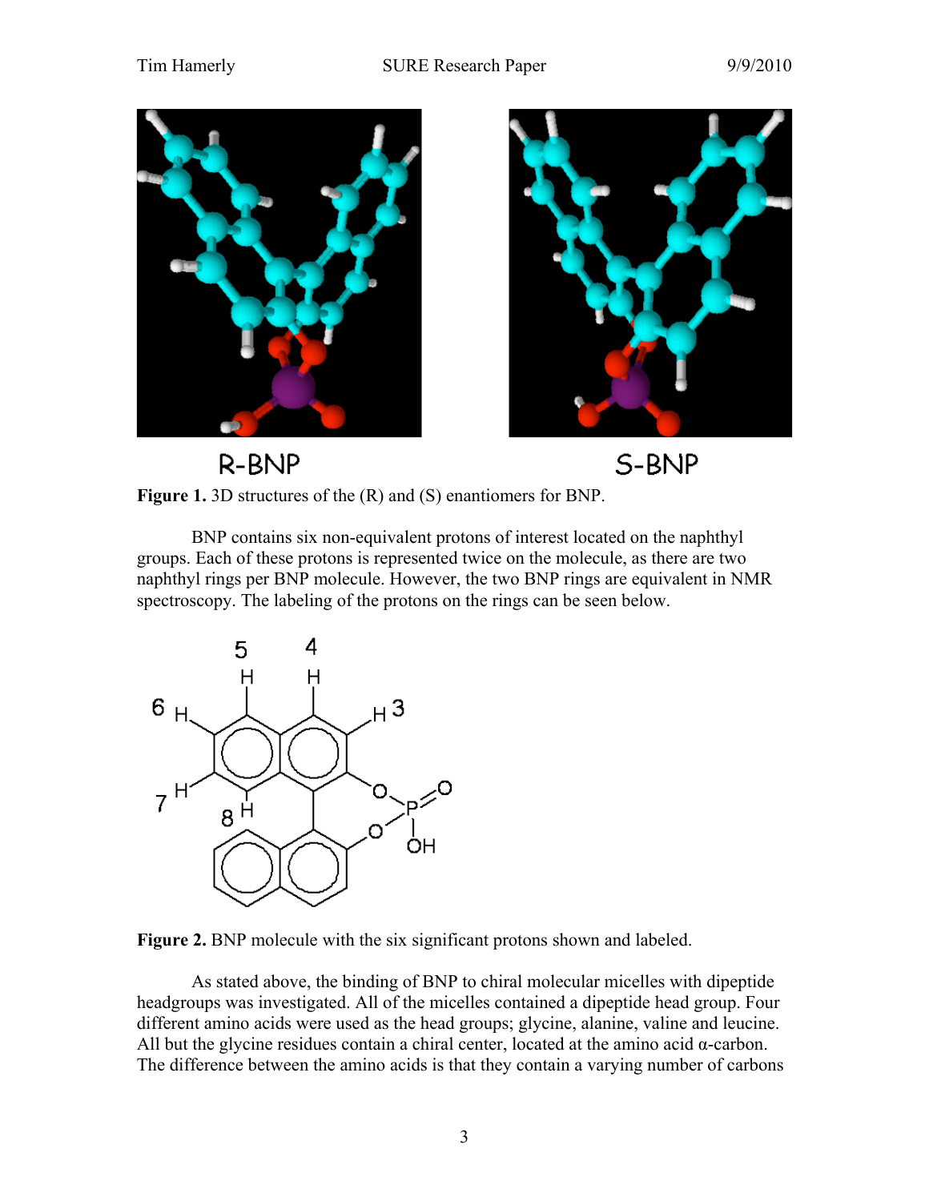**Figure 1.** 3D structures of the (R) and (S) enantiomers for BNP.

BNP contains six non-equivalent protons of interest located on the naphthyl groups. Each of these protons is represented twice on the molecule, as there are two naphthyl rings per BNP molecule. However, the two BNP rings are equivalent in NMR spectroscopy. The labeling of the protons on the rings can be seen below.

**Figure 2.** BNP molecule with the six significant protons shown and labeled.

As stated above, the binding of BNP to chiral molecular micelles with dipeptide headgroups was investigated. All of the micelles contained a dipeptide head group. Four different amino acids were used as the head groups; glycine, alanine, valine and leucine. All but the glycine residues contain a chiral center, located at the amino acid α-carbon. The difference between the amino acids is that they contain a varying number of carbons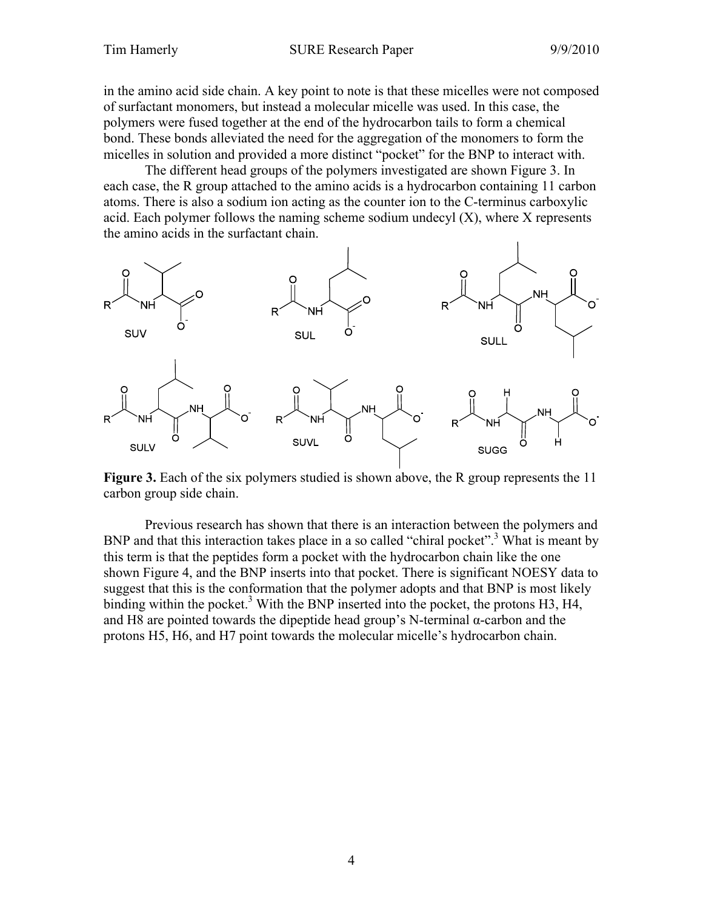in the amino acid side chain. A key point to note is that these micelles were not composed of surfactant monomers, but instead a molecular micelle was used. In this case, the polymers were fused together at the end of the hydrocarbon tails to form a chemical bond. These bonds alleviated the need for the aggregation of the monomers to form the micelles in solution and provided a more distinct "pocket" for the BNP to interact with.

The different head groups of the polymers investigated are shown Figure 3. In each case, the R group attached to the amino acids is a hydrocarbon containing 11 carbon atoms. There is also a sodium ion acting as the counter ion to the C-terminus carboxylic acid. Each polymer follows the naming scheme sodium undecyl (X), where X represents the amino acids in the surfactant chain.

SUV SUL SULL

SULV SUVL SUGG

**Figure 3.** Each of the six polymers studied is shown above, the R group represents the 11 carbon group side chain.

Previous research has shown that there is an interaction between the polymers and BNP and that this interaction takes place in a so called "chiral pocket".[3] What is meant by this term is that the peptides form a pocket with the hydrocarbon chain like the one shown Figure 4, and the BNP inserts into that pocket. There is significant NOESY data to suggest that this is the conformation that the polymer adopts and that BNP is most likely binding within the pocket.[3] With the BNP inserted into the pocket, the protons H3, H4, and H8 are pointed towards the dipeptide head group's N-terminal α-carbon and the protons H5, H6, and H7 point towards the molecular micelle's hydrocarbon chain.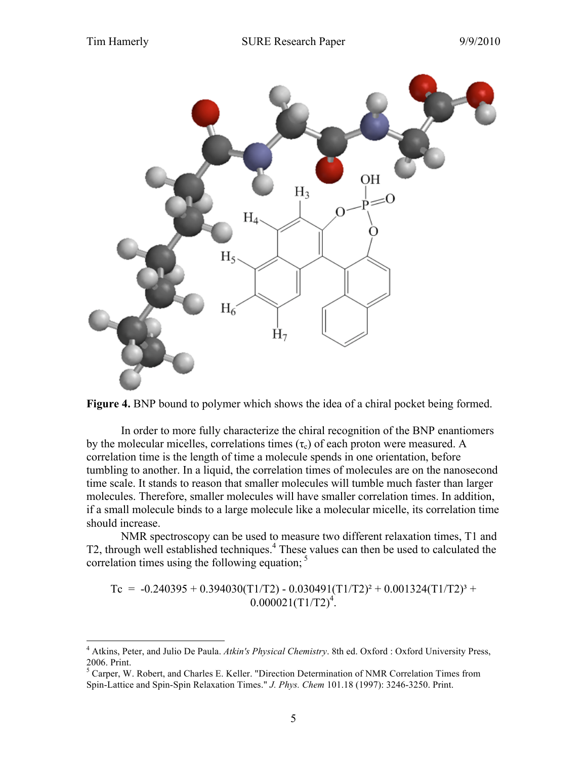**Figure 4.** BNP bound to polymer which shows the idea of a chiral pocket being formed.

In order to more fully characterize the chiral recognition of the BNP enantiomers by the molecular micelles, correlations times ($\tau_c$) of each proton were measured. A correlation time is the length of time a molecule spends in one orientation, before tumbling to another. In a liquid, the correlation times of molecules are on the nanosecond time scale. It stands to reason that smaller molecules will tumble much faster than larger molecules. Therefore, smaller molecules will have smaller correlation times. In addition, if a small molecule binds to a large molecule like a molecular micelle, its correlation time should increase.

NMR spectroscopy can be used to measure two different relaxation times, T1 and T2, through well established techniques.[4] These values can then be used to calculated the correlation times using the following equation; [5]

$$Tc = -0.240395 + 0.394030(T1/T2) - 0.030491(T1/T2)^2 + 0.001324(T1/T2)^3 + 0.000021(T1/T2)^4.$$

[4] Atkins, Peter, and Julio De Paula. *Atkin's Physical Chemistry*. 8th ed. Oxford : Oxford University Press, 2006. Print.

[5] Carper, W. Robert, and Charles E. Keller. "Direction Determination of NMR Correlation Times from Spin-Lattice and Spin-Spin Relaxation Times." *J. Phys. Chem* 101.18 (1997): 3246-3250. Print.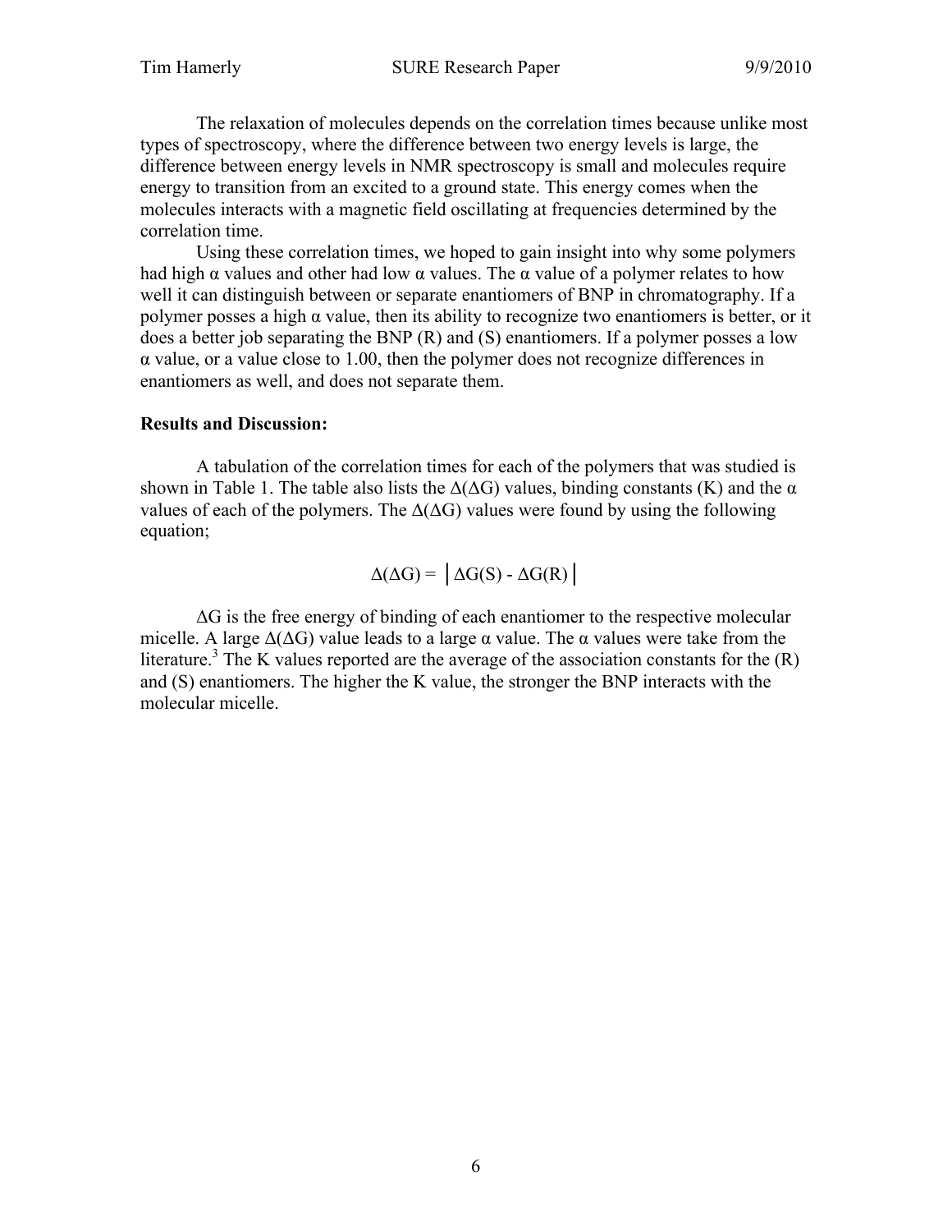The relaxation of molecules depends on the correlation times because unlike most types of spectroscopy, where the difference between two energy levels is large, the difference between energy levels in NMR spectroscopy is small and molecules require energy to transition from an excited to a ground state. This energy comes when the molecules interacts with a magnetic field oscillating at frequencies determined by the correlation time.

Using these correlation times, we hoped to gain insight into why some polymers had high α values and other had low α values. The α value of a polymer relates to how well it can distinguish between or separate enantiomers of BNP in chromatography. If a polymer posses a high α value, then its ability to recognize two enantiomers is better, or it does a better job separating the BNP (R) and (S) enantiomers. If a polymer posses a low α value, or a value close to 1.00, then the polymer does not recognize differences in enantiomers as well, and does not separate them.

**Results and Discussion:**

A tabulation of the correlation times for each of the polymers that was studied is shown in Table 1. The table also lists the Δ(ΔG) values, binding constants (K) and the α values of each of the polymers. The Δ(ΔG) values were found by using the following equation;

$$\Delta(\Delta G) = \left| \Delta G(S) - \Delta G(R) \right|$$

ΔG is the free energy of binding of each enantiomer to the respective molecular micelle. A large Δ(ΔG) value leads to a large α value. The α values were take from the literature.[3] The K values reported are the average of the association constants for the (R) and (S) enantiomers. The higher the K value, the stronger the BNP interacts with the molecular micelle.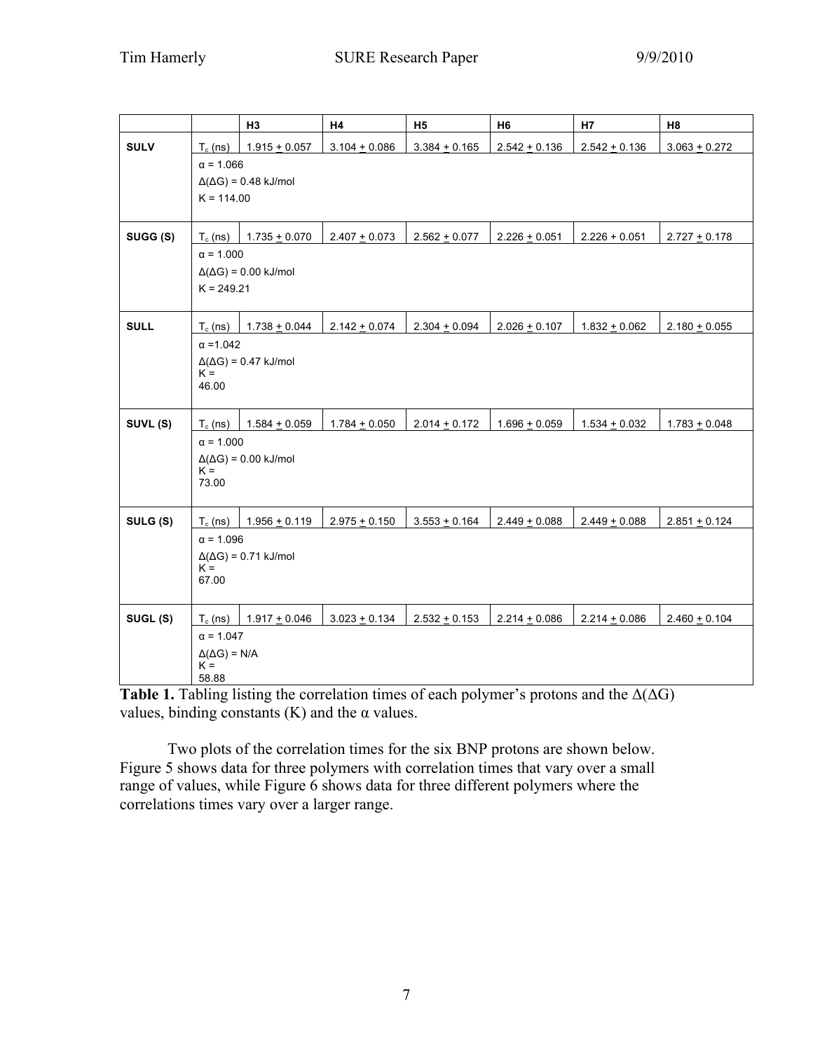| | | H3 | H4 | H5 | H6 | H7 | H8 |
|---|---|---|---|---|---|---|---|
| **SULV** | $T_c$ (ns) | 1.915 ± 0.057 | 3.104 ± 0.086 | 3.384 ± 0.165 | 2.542 ± 0.136 | 2.542 ± 0.136 | 3.063 ± 0.272 |
| | α = 1.066<br>Δ(ΔG) = 0.48 kJ/mol<br>K = 114.00 | | | | | | |
| **SUGG (S)** | $T_c$ (ns) | 1.735 ± 0.070 | 2.407 ± 0.073 | 2.562 ± 0.077 | 2.226 ± 0.051 | 2.226 + 0.051 | 2.727 ± 0.178 |
| | α = 1.000<br>Δ(ΔG) = 0.00 kJ/mol<br>K = 249.21 | | | | | | |
| **SULL** | $T_c$ (ns) | 1.738 ± 0.044 | 2.142 ± 0.074 | 2.304 ± 0.094 | 2.026 ± 0.107 | 1.832 ± 0.062 | 2.180 ± 0.055 |
| | α =1.042<br>Δ(ΔG) = 0.47 kJ/mol<br>K = 46.00 | | | | | | |
| **SUVL (S)** | $T_c$ (ns) | 1.584 ± 0.059 | 1.784 ± 0.050 | 2.014 ± 0.172 | 1.696 ± 0.059 | 1.534 ± 0.032 | 1.783 ± 0.048 |
| | α = 1.000<br>Δ(ΔG) = 0.00 kJ/mol<br>K = 73.00 | | | | | | |
| **SULG (S)** | $T_c$ (ns) | 1.956 ± 0.119 | 2.975 ± 0.150 | 3.553 ± 0.164 | 2.449 ± 0.088 | 2.449 ± 0.088 | 2.851 ± 0.124 |
| | α = 1.096<br>Δ(ΔG) = 0.71 kJ/mol<br>K = 67.00 | | | | | | |
| **SUGL (S)** | $T_c$ (ns) | 1.917 ± 0.046 | 3.023 ± 0.134 | 2.532 ± 0.153 | 2.214 ± 0.086 | 2.214 ± 0.086 | 2.460 ± 0.104 |
| | α = 1.047<br>Δ(ΔG) = N/A<br>K = 58.88 | | | | | | |

**Table 1.** Tabling listing the correlation times of each polymer's protons and the Δ(ΔG) values, binding constants (K) and the α values.

Two plots of the correlation times for the six BNP protons are shown below. Figure 5 shows data for three polymers with correlation times that vary over a small range of values, while Figure 6 shows data for three different polymers where the correlations times vary over a larger range.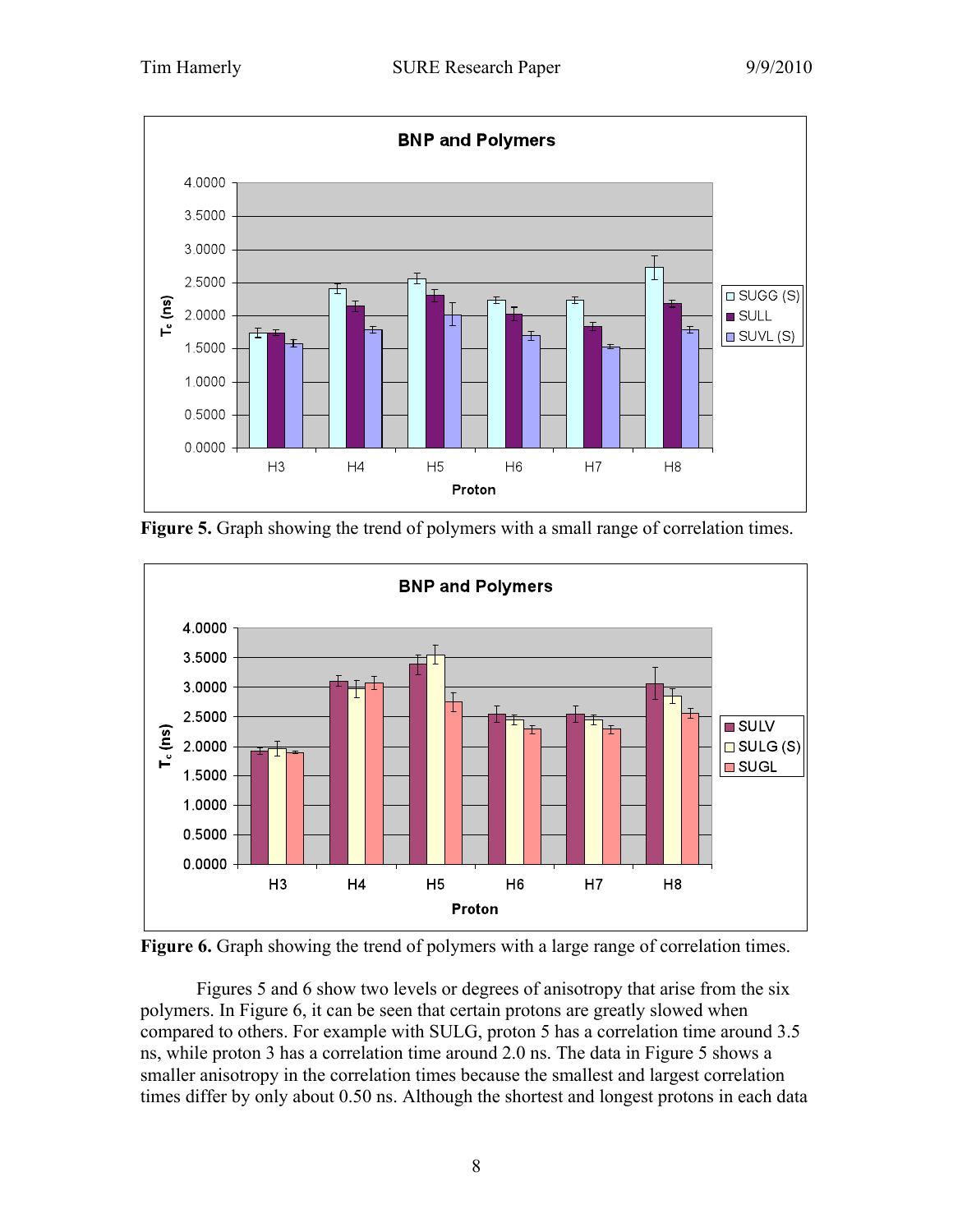**Figure 5.** Graph showing the trend of polymers with a small range of correlation times.

**Figure 6.** Graph showing the trend of polymers with a large range of correlation times.

Figures 5 and 6 show two levels or degrees of anisotropy that arise from the six polymers. In Figure 6, it can be seen that certain protons are greatly slowed when compared to others. For example with SULG, proton 5 has a correlation time around 3.5 ns, while proton 3 has a correlation time around 2.0 ns. The data in Figure 5 shows a smaller anisotropy in the correlation times because the smallest and largest correlation times differ by only about 0.50 ns. Although the shortest and longest protons in each data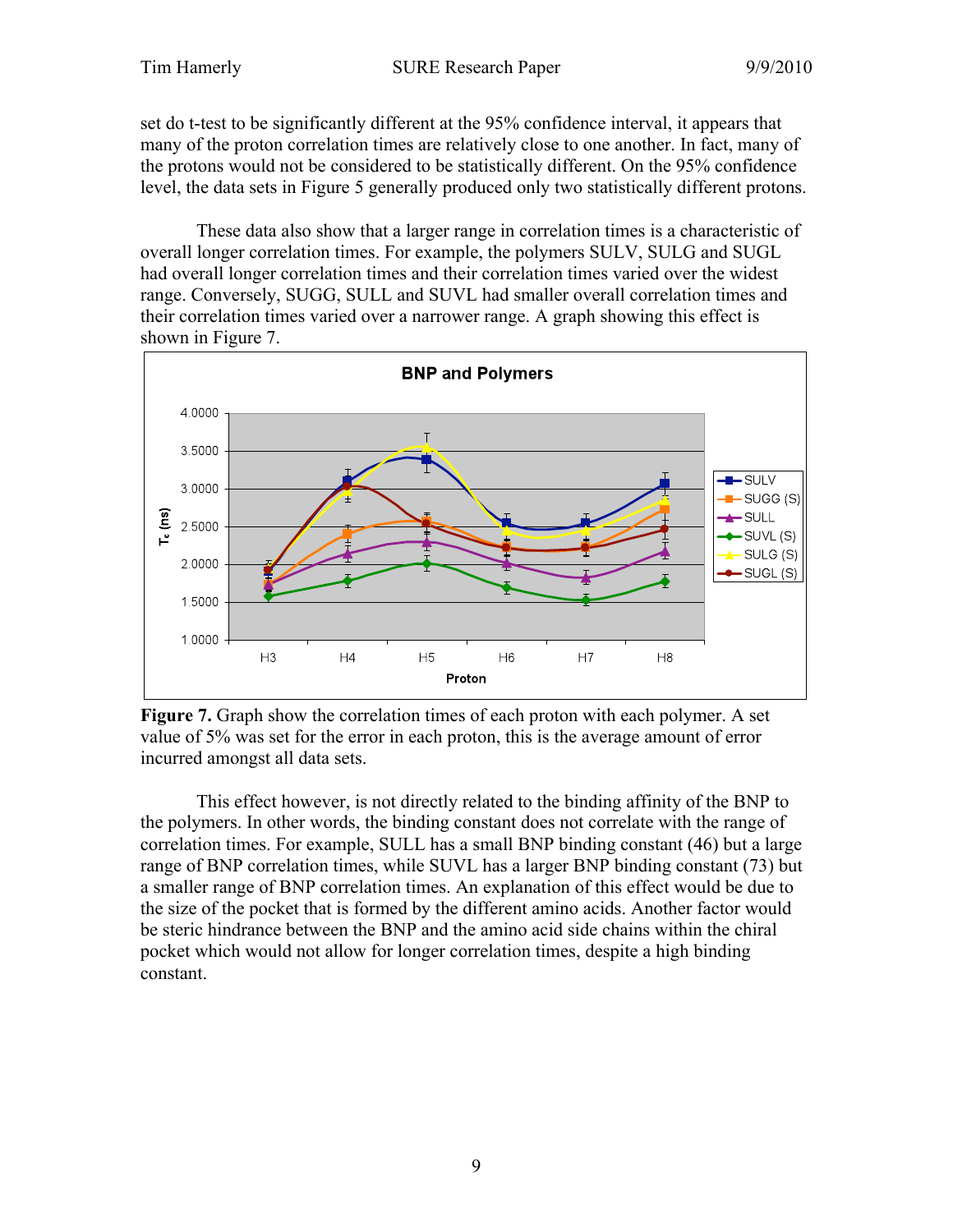set do t-test to be significantly different at the 95% confidence interval, it appears that many of the proton correlation times are relatively close to one another. In fact, many of the protons would not be considered to be statistically different. On the 95% confidence level, the data sets in Figure 5 generally produced only two statistically different protons.

These data also show that a larger range in correlation times is a characteristic of overall longer correlation times. For example, the polymers SULV, SULG and SUGL had overall longer correlation times and their correlation times varied over the widest range. Conversely, SUGG, SULL and SUVL had smaller overall correlation times and their correlation times varied over a narrower range. A graph showing this effect is shown in Figure 7.

**Figure 7.** Graph show the correlation times of each proton with each polymer. A set value of 5% was set for the error in each proton, this is the average amount of error incurred amongst all data sets.

This effect however, is not directly related to the binding affinity of the BNP to the polymers. In other words, the binding constant does not correlate with the range of correlation times. For example, SULL has a small BNP binding constant (46) but a large range of BNP correlation times, while SUVL has a larger BNP binding constant (73) but a smaller range of BNP correlation times. An explanation of this effect would be due to the size of the pocket that is formed by the different amino acids. Another factor would be steric hindrance between the BNP and the amino acid side chains within the chiral pocket which would not allow for longer correlation times, despite a high binding constant.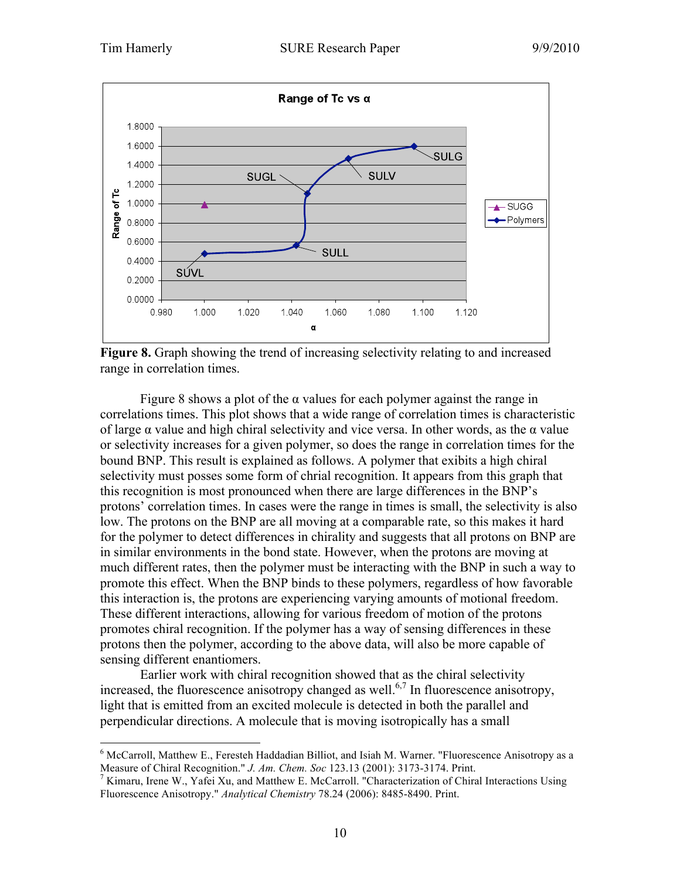**Figure 8.** Graph showing the trend of increasing selectivity relating to and increased range in correlation times.

Figure 8 shows a plot of the α values for each polymer against the range in correlations times. This plot shows that a wide range of correlation times is characteristic of large α value and high chiral selectivity and vice versa. In other words, as the α value or selectivity increases for a given polymer, so does the range in correlation times for the bound BNP. This result is explained as follows. A polymer that exibits a high chiral selectivity must posses some form of chrial recognition. It appears from this graph that this recognition is most pronounced when there are large differences in the BNP's protons' correlation times. In cases were the range in times is small, the selectivity is also low. The protons on the BNP are all moving at a comparable rate, so this makes it hard for the polymer to detect differences in chirality and suggests that all protons on BNP are in similar environments in the bond state. However, when the protons are moving at much different rates, then the polymer must be interacting with the BNP in such a way to promote this effect. When the BNP binds to these polymers, regardless of how favorable this interaction is, the protons are experiencing varying amounts of motional freedom. These different interactions, allowing for various freedom of motion of the protons promotes chiral recognition. If the polymer has a way of sensing differences in these protons then the polymer, according to the above data, will also be more capable of sensing different enantiomers.

Earlier work with chiral recognition showed that as the chiral selectivity increased, the fluorescence anisotropy changed as well.[6,7] In fluorescence anisotropy, light that is emitted from an excited molecule is detected in both the parallel and perpendicular directions. A molecule that is moving isotropically has a small

---

[6] McCarroll, Matthew E., Feresteh Haddadian Billiot, and Isiah M. Warner. "Fluorescence Anisotropy as a Measure of Chiral Recognition." *J. Am. Chem. Soc* 123.13 (2001): 3173-3174. Print.

[7] Kimaru, Irene W., Yafei Xu, and Matthew E. McCarroll. "Characterization of Chiral Interactions Using Fluorescence Anisotropy." *Analytical Chemistry* 78.24 (2006): 8485-8490. Print.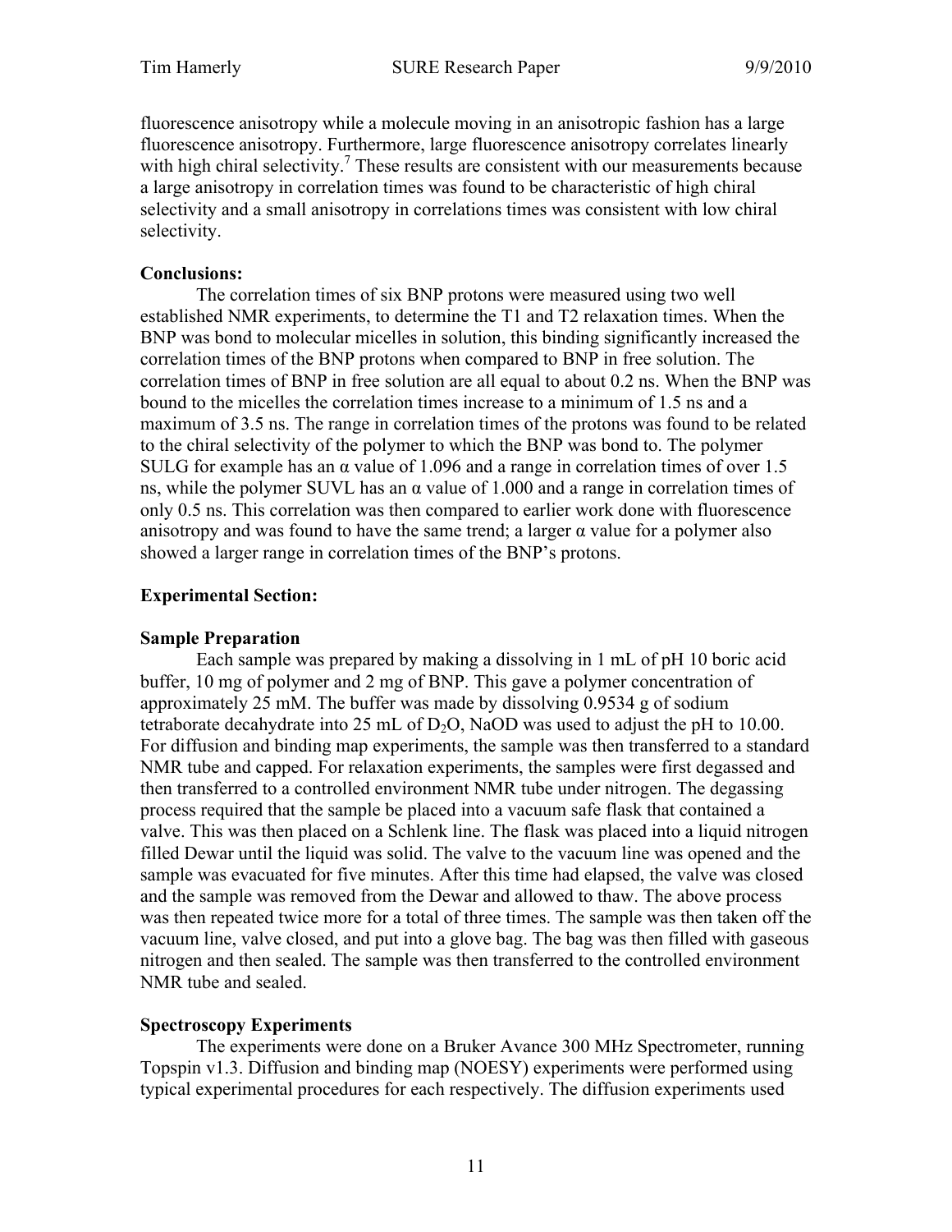fluorescence anisotropy while a molecule moving in an anisotropic fashion has a large fluorescence anisotropy. Furthermore, large fluorescence anisotropy correlates linearly with high chiral selectivity.[7] These results are consistent with our measurements because a large anisotropy in correlation times was found to be characteristic of high chiral selectivity and a small anisotropy in correlations times was consistent with low chiral selectivity.

**Conclusions:**

The correlation times of six BNP protons were measured using two well established NMR experiments, to determine the T1 and T2 relaxation times. When the BNP was bond to molecular micelles in solution, this binding significantly increased the correlation times of the BNP protons when compared to BNP in free solution. The correlation times of BNP in free solution are all equal to about 0.2 ns. When the BNP was bound to the micelles the correlation times increase to a minimum of 1.5 ns and a maximum of 3.5 ns. The range in correlation times of the protons was found to be related to the chiral selectivity of the polymer to which the BNP was bond to. The polymer SULG for example has an α value of 1.096 and a range in correlation times of over 1.5 ns, while the polymer SUVL has an α value of 1.000 and a range in correlation times of only 0.5 ns. This correlation was then compared to earlier work done with fluorescence anisotropy and was found to have the same trend; a larger α value for a polymer also showed a larger range in correlation times of the BNP's protons.

**Experimental Section:**

**Sample Preparation**

Each sample was prepared by making a dissolving in 1 mL of pH 10 boric acid buffer, 10 mg of polymer and 2 mg of BNP. This gave a polymer concentration of approximately 25 mM. The buffer was made by dissolving 0.9534 g of sodium tetraborate decahydrate into 25 mL of $D_2O$, NaOD was used to adjust the pH to 10.00. For diffusion and binding map experiments, the sample was then transferred to a standard NMR tube and capped. For relaxation experiments, the samples were first degassed and then transferred to a controlled environment NMR tube under nitrogen. The degassing process required that the sample be placed into a vacuum safe flask that contained a valve. This was then placed on a Schlenk line. The flask was placed into a liquid nitrogen filled Dewar until the liquid was solid. The valve to the vacuum line was opened and the sample was evacuated for five minutes. After this time had elapsed, the valve was closed and the sample was removed from the Dewar and allowed to thaw. The above process was then repeated twice more for a total of three times. The sample was then taken off the vacuum line, valve closed, and put into a glove bag. The bag was then filled with gaseous nitrogen and then sealed. The sample was then transferred to the controlled environment NMR tube and sealed.

**Spectroscopy Experiments**

The experiments were done on a Bruker Avance 300 MHz Spectrometer, running Topspin v1.3. Diffusion and binding map (NOESY) experiments were performed using typical experimental procedures for each respectively. The diffusion experiments used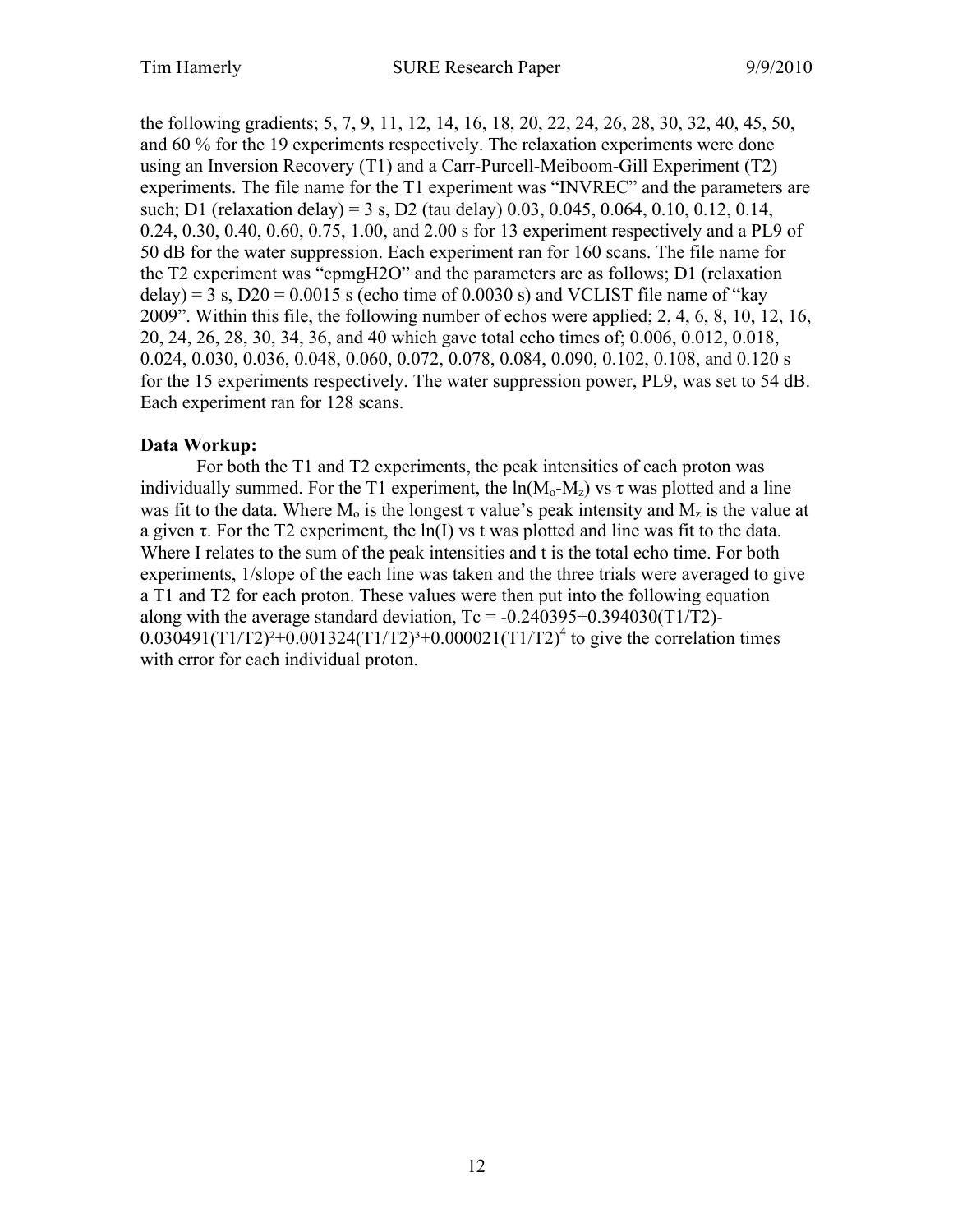the following gradients; 5, 7, 9, 11, 12, 14, 16, 18, 20, 22, 24, 26, 28, 30, 32, 40, 45, 50, and 60 % for the 19 experiments respectively. The relaxation experiments were done using an Inversion Recovery (T1) and a Carr-Purcell-Meiboom-Gill Experiment (T2) experiments. The file name for the T1 experiment was "INVREC" and the parameters are such; D1 (relaxation delay) = 3 s, D2 (tau delay) 0.03, 0.045, 0.064, 0.10, 0.12, 0.14, 0.24, 0.30, 0.40, 0.60, 0.75, 1.00, and 2.00 s for 13 experiment respectively and a PL9 of 50 dB for the water suppression. Each experiment ran for 160 scans. The file name for the T2 experiment was "cpmgH2O" and the parameters are as follows; D1 (relaxation delay) = 3 s, D20 = 0.0015 s (echo time of 0.0030 s) and VCLIST file name of "kay 2009". Within this file, the following number of echos were applied; 2, 4, 6, 8, 10, 12, 16, 20, 24, 26, 28, 30, 34, 36, and 40 which gave total echo times of; 0.006, 0.012, 0.018, 0.024, 0.030, 0.036, 0.048, 0.060, 0.072, 0.078, 0.084, 0.090, 0.102, 0.108, and 0.120 s for the 15 experiments respectively. The water suppression power, PL9, was set to 54 dB. Each experiment ran for 128 scans.

**Data Workup:**

For both the T1 and T2 experiments, the peak intensities of each proton was individually summed. For the T1 experiment, the $\ln(M_o - M_z)$ vs $\tau$ was plotted and a line was fit to the data. Where $M_o$ is the longest $\tau$ value's peak intensity and $M_z$ is the value at a given $\tau$. For the T2 experiment, the $\ln(I)$ vs t was plotted and line was fit to the data. Where I relates to the sum of the peak intensities and t is the total echo time. For both experiments, 1/slope of the each line was taken and the three trials were averaged to give a T1 and T2 for each proton. These values were then put into the following equation along with the average standard deviation, $Tc = -0.240395 + 0.394030(T1/T2) - 0.030491(T1/T2)^2 + 0.001324(T1/T2)^3 + 0.000021(T1/T2)^4$ to give the correlation times with error for each individual proton.